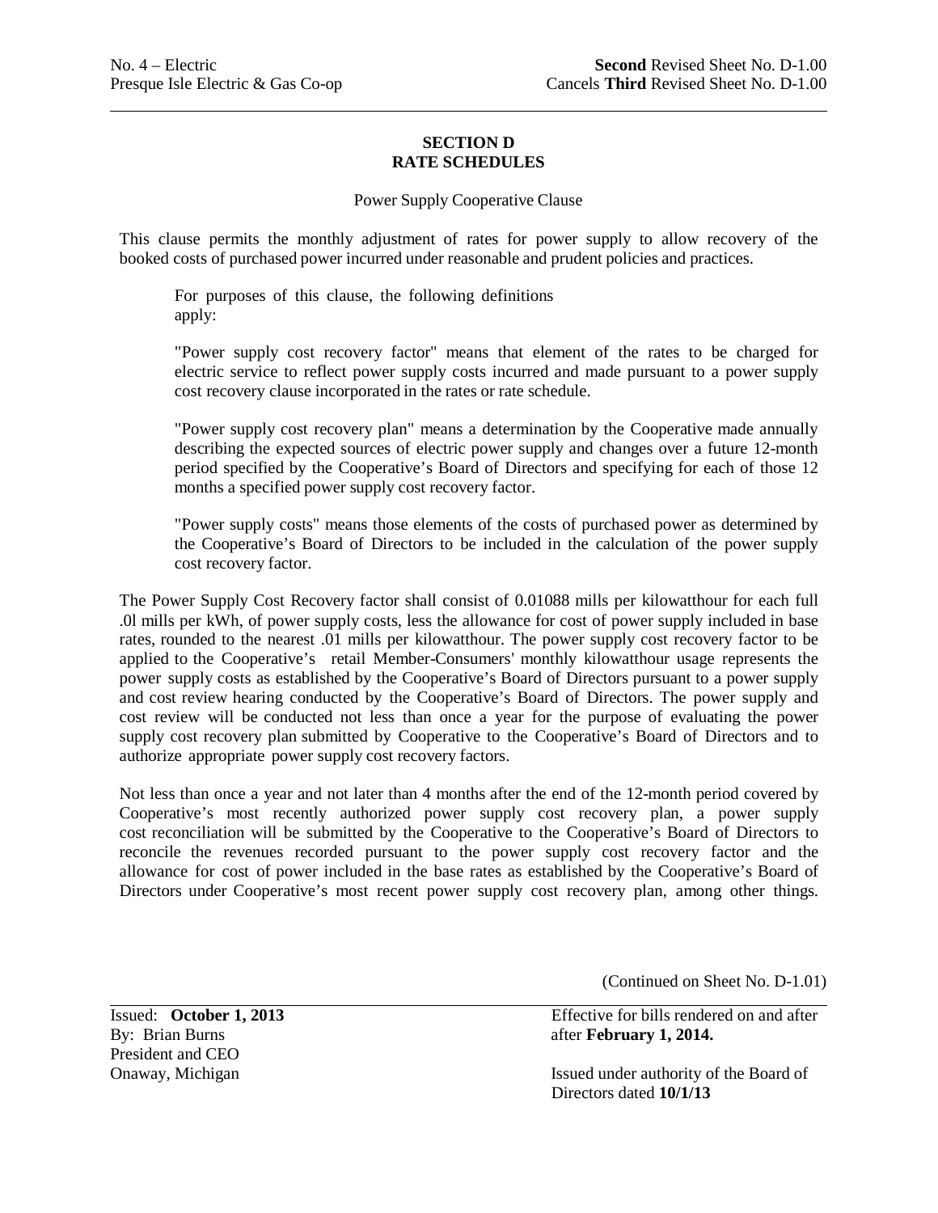No. 4 – Electric
Presque Isle Electric & Gas Co-op

**Second** Revised Sheet No. D-1.00
Cancels **Third** Revised Sheet No. D-1.00

## SECTION D
## RATE SCHEDULES

Power Supply Cooperative Clause

This clause permits the monthly adjustment of rates for power supply to allow recovery of the booked costs of purchased power incurred under reasonable and prudent policies and practices.

For purposes of this clause, the following definitions apply:

"Power supply cost recovery factor" means that element of the rates to be charged for electric service to reflect power supply costs incurred and made pursuant to a power supply cost recovery clause incorporated in the rates or rate schedule.

"Power supply cost recovery plan" means a determination by the Cooperative made annually describing the expected sources of electric power supply and changes over a future 12-month period specified by the Cooperative's Board of Directors and specifying for each of those 12 months a specified power supply cost recovery factor.

"Power supply costs" means those elements of the costs of purchased power as determined by the Cooperative's Board of Directors to be included in the calculation of the power supply cost recovery factor.

The Power Supply Cost Recovery factor shall consist of 0.01088 mills per kilowatthour for each full .0l mills per kWh, of power supply costs, less the allowance for cost of power supply included in base rates, rounded to the nearest .01 mills per kilowatthour. The power supply cost recovery factor to be applied to the Cooperative's retail Member-Consumers' monthly kilowatthour usage represents the power supply costs as established by the Cooperative's Board of Directors pursuant to a power supply and cost review hearing conducted by the Cooperative's Board of Directors. The power supply and cost review will be conducted not less than once a year for the purpose of evaluating the power supply cost recovery plan submitted by Cooperative to the Cooperative's Board of Directors and to authorize appropriate power supply cost recovery factors.

Not less than once a year and not later than 4 months after the end of the 12-month period covered by Cooperative's most recently authorized power supply cost recovery plan, a power supply cost reconciliation will be submitted by the Cooperative to the Cooperative's Board of Directors to reconcile the revenues recorded pursuant to the power supply cost recovery factor and the allowance for cost of power included in the base rates as established by the Cooperative's Board of Directors under Cooperative's most recent power supply cost recovery plan, among other things.

(Continued on Sheet No. D-1.01)

Issued: **October 1, 2013**
By: Brian Burns
President and CEO
Onaway, Michigan

Effective for bills rendered on and after after **February 1, 2014.**

Issued under authority of the Board of Directors dated **10/1/13**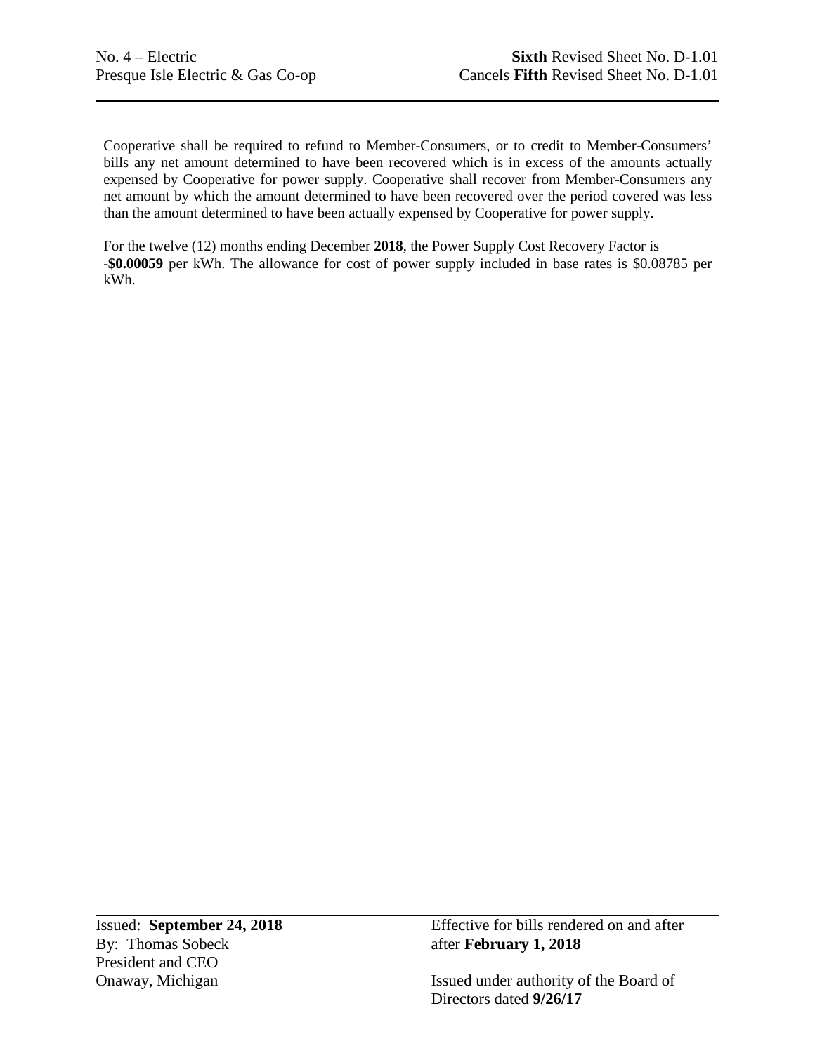Cooperative shall be required to refund to Member-Consumers, or to credit to Member-Consumers' bills any net amount determined to have been recovered which is in excess of the amounts actually expensed by Cooperative for power supply. Cooperative shall recover from Member-Consumers any net amount by which the amount determined to have been recovered over the period covered was less than the amount determined to have been actually expensed by Cooperative for power supply.

For the twelve (12) months ending December **2018**, the Power Supply Cost Recovery Factor is **-$0.00059** per kWh. The allowance for cost of power supply included in base rates is $0.08785 per kWh.

Issued: **September 24, 2018**
By: Thomas Sobeck
President and CEO
Onaway, Michigan

Effective for bills rendered on and after
after **February 1, 2018**

Issued under authority of the Board of Directors dated **9/26/17**